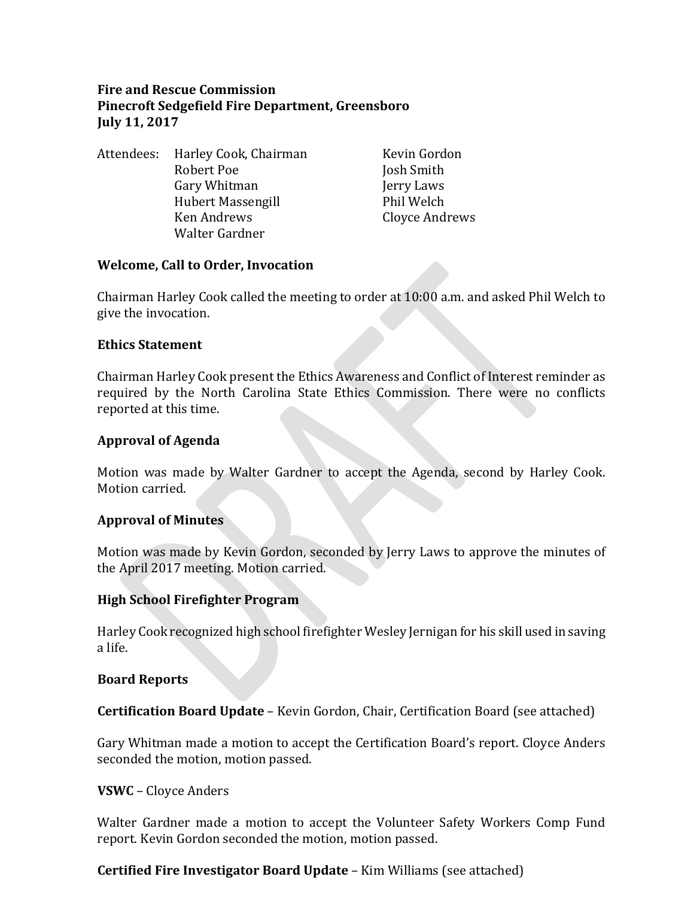**Fire and Rescue Commission**
**Pinecroft Sedgefield Fire Department, Greensboro**
**July 11, 2017**

Attendees:
- Harley Cook, Chairman
- Robert Poe
- Gary Whitman
- Hubert Massengill
- Ken Andrews
- Walter Gardner
- Kevin Gordon
- Josh Smith
- Jerry Laws
- Phil Welch
- Cloyce Andrews

**Welcome, Call to Order, Invocation**

Chairman Harley Cook called the meeting to order at 10:00 a.m. and asked Phil Welch to give the invocation.

**Ethics Statement**

Chairman Harley Cook present the Ethics Awareness and Conflict of Interest reminder as required by the North Carolina State Ethics Commission. There were no conflicts reported at this time.

**Approval of Agenda**

Motion was made by Walter Gardner to accept the Agenda, second by Harley Cook. Motion carried.

**Approval of Minutes**

Motion was made by Kevin Gordon, seconded by Jerry Laws to approve the minutes of the April 2017 meeting. Motion carried.

**High School Firefighter Program**

Harley Cook recognized high school firefighter Wesley Jernigan for his skill used in saving a life.

**Board Reports**

**Certification Board Update** – Kevin Gordon, Chair, Certification Board (see attached)

Gary Whitman made a motion to accept the Certification Board's report. Cloyce Anders seconded the motion, motion passed.

**VSWC** – Cloyce Anders

Walter Gardner made a motion to accept the Volunteer Safety Workers Comp Fund report. Kevin Gordon seconded the motion, motion passed.

**Certified Fire Investigator Board Update** – Kim Williams (see attached)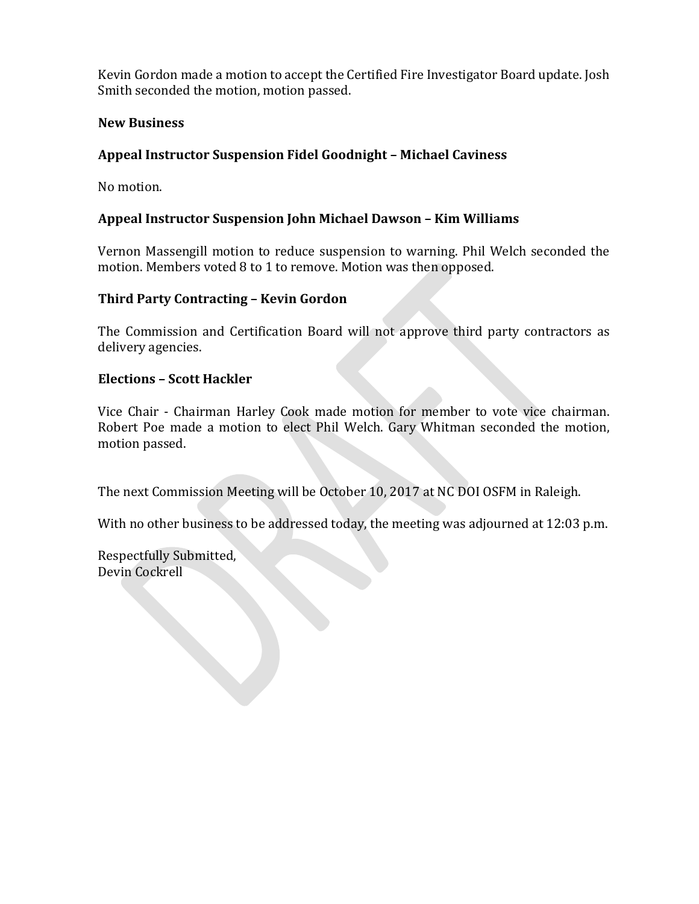Kevin Gordon made a motion to accept the Certified Fire Investigator Board update. Josh Smith seconded the motion, motion passed.

**New Business**

**Appeal Instructor Suspension Fidel Goodnight – Michael Caviness**

No motion.

**Appeal Instructor Suspension John Michael Dawson – Kim Williams**

Vernon Massengill motion to reduce suspension to warning. Phil Welch seconded the motion. Members voted 8 to 1 to remove. Motion was then opposed.

**Third Party Contracting – Kevin Gordon**

The Commission and Certification Board will not approve third party contractors as delivery agencies.

**Elections – Scott Hackler**

Vice Chair - Chairman Harley Cook made motion for member to vote vice chairman. Robert Poe made a motion to elect Phil Welch. Gary Whitman seconded the motion, motion passed.

The next Commission Meeting will be October 10, 2017 at NC DOI OSFM in Raleigh.

With no other business to be addressed today, the meeting was adjourned at 12:03 p.m.

Respectfully Submitted,
Devin Cockrell